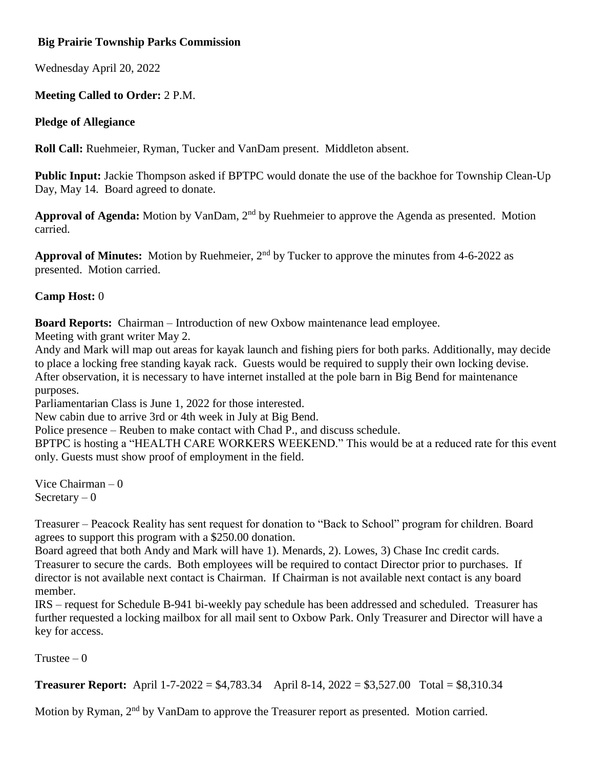**Big Prairie Township Parks Commission**

Wednesday April 20, 2022

**Meeting Called to Order:** 2 P.M.

**Pledge of Allegiance**

**Roll Call:** Ruehmeier, Ryman, Tucker and VanDam present. Middleton absent.

**Public Input:** Jackie Thompson asked if BPTPC would donate the use of the backhoe for Township Clean-Up Day, May 14. Board agreed to donate.

**Approval of Agenda:** Motion by VanDam, 2nd by Ruehmeier to approve the Agenda as presented. Motion carried.

**Approval of Minutes:** Motion by Ruehmeier, 2nd by Tucker to approve the minutes from 4-6-2022 as presented. Motion carried.

**Camp Host:** 0

**Board Reports:** Chairman – Introduction of new Oxbow maintenance lead employee.
Meeting with grant writer May 2.
Andy and Mark will map out areas for kayak launch and fishing piers for both parks. Additionally, may decide to place a locking free standing kayak rack. Guests would be required to supply their own locking devise.
After observation, it is necessary to have internet installed at the pole barn in Big Bend for maintenance purposes.
Parliamentarian Class is June 1, 2022 for those interested.
New cabin due to arrive 3rd or 4th week in July at Big Bend.
Police presence – Reuben to make contact with Chad P., and discuss schedule.
BPTPC is hosting a "HEALTH CARE WORKERS WEEKEND." This would be at a reduced rate for this event only. Guests must show proof of employment in the field.

Vice Chairman – 0
Secretary – 0

Treasurer – Peacock Reality has sent request for donation to "Back to School" program for children. Board agrees to support this program with a $250.00 donation.
Board agreed that both Andy and Mark will have 1). Menards, 2). Lowes, 3) Chase Inc credit cards. Treasurer to secure the cards. Both employees will be required to contact Director prior to purchases. If director is not available next contact is Chairman. If Chairman is not available next contact is any board member.
IRS – request for Schedule B-941 bi-weekly pay schedule has been addressed and scheduled. Treasurer has further requested a locking mailbox for all mail sent to Oxbow Park. Only Treasurer and Director will have a key for access.

Trustee – 0

**Treasurer Report:** April 1-7-2022 = $4,783.34 April 8-14, 2022 = $3,527.00 Total = $8,310.34

Motion by Ryman, 2nd by VanDam to approve the Treasurer report as presented. Motion carried.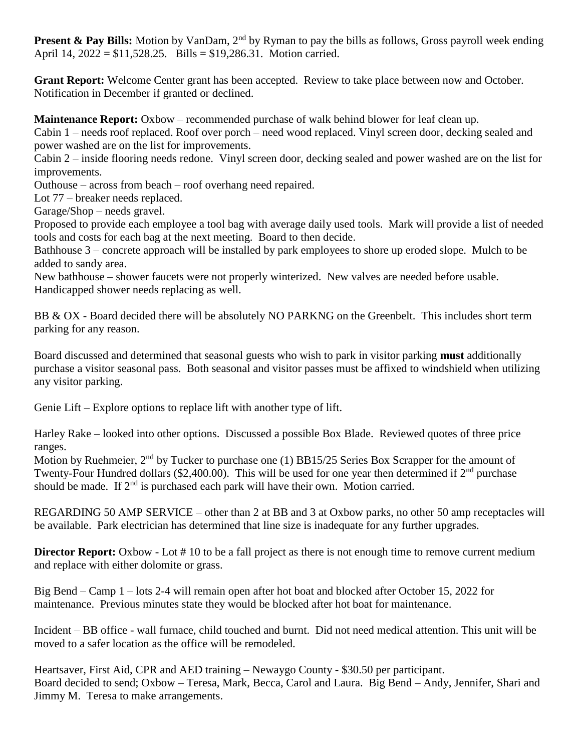**Present & Pay Bills:** Motion by VanDam, 2nd by Ryman to pay the bills as follows, Gross payroll week ending April 14, 2022 = $11,528.25. Bills = $19,286.31. Motion carried.

**Grant Report:** Welcome Center grant has been accepted. Review to take place between now and October. Notification in December if granted or declined.

**Maintenance Report:** Oxbow – recommended purchase of walk behind blower for leaf clean up.
Cabin 1 – needs roof replaced. Roof over porch – need wood replaced. Vinyl screen door, decking sealed and power washed are on the list for improvements.
Cabin 2 – inside flooring needs redone. Vinyl screen door, decking sealed and power washed are on the list for improvements.
Outhouse – across from beach – roof overhang need repaired.
Lot 77 – breaker needs replaced.
Garage/Shop – needs gravel.
Proposed to provide each employee a tool bag with average daily used tools. Mark will provide a list of needed tools and costs for each bag at the next meeting. Board to then decide.
Bathhouse 3 – concrete approach will be installed by park employees to shore up eroded slope. Mulch to be added to sandy area.
New bathhouse – shower faucets were not properly winterized. New valves are needed before usable. Handicapped shower needs replacing as well.

BB & OX - Board decided there will be absolutely NO PARKNG on the Greenbelt. This includes short term parking for any reason.

Board discussed and determined that seasonal guests who wish to park in visitor parking **must** additionally purchase a visitor seasonal pass. Both seasonal and visitor passes must be affixed to windshield when utilizing any visitor parking.

Genie Lift – Explore options to replace lift with another type of lift.

Harley Rake – looked into other options. Discussed a possible Box Blade. Reviewed quotes of three price ranges.
Motion by Ruehmeier, 2nd by Tucker to purchase one (1) BB15/25 Series Box Scrapper for the amount of Twenty-Four Hundred dollars ($2,400.00). This will be used for one year then determined if 2nd purchase should be made. If 2nd is purchased each park will have their own. Motion carried.

REGARDING 50 AMP SERVICE – other than 2 at BB and 3 at Oxbow parks, no other 50 amp receptacles will be available. Park electrician has determined that line size is inadequate for any further upgrades.

**Director Report:** Oxbow - Lot # 10 to be a fall project as there is not enough time to remove current medium and replace with either dolomite or grass.

Big Bend – Camp 1 – lots 2-4 will remain open after hot boat and blocked after October 15, 2022 for maintenance. Previous minutes state they would be blocked after hot boat for maintenance.

Incident – BB office - wall furnace, child touched and burnt. Did not need medical attention. This unit will be moved to a safer location as the office will be remodeled.

Heartsaver, First Aid, CPR and AED training – Newaygo County - $30.50 per participant.
Board decided to send; Oxbow – Teresa, Mark, Becca, Carol and Laura. Big Bend – Andy, Jennifer, Shari and Jimmy M. Teresa to make arrangements.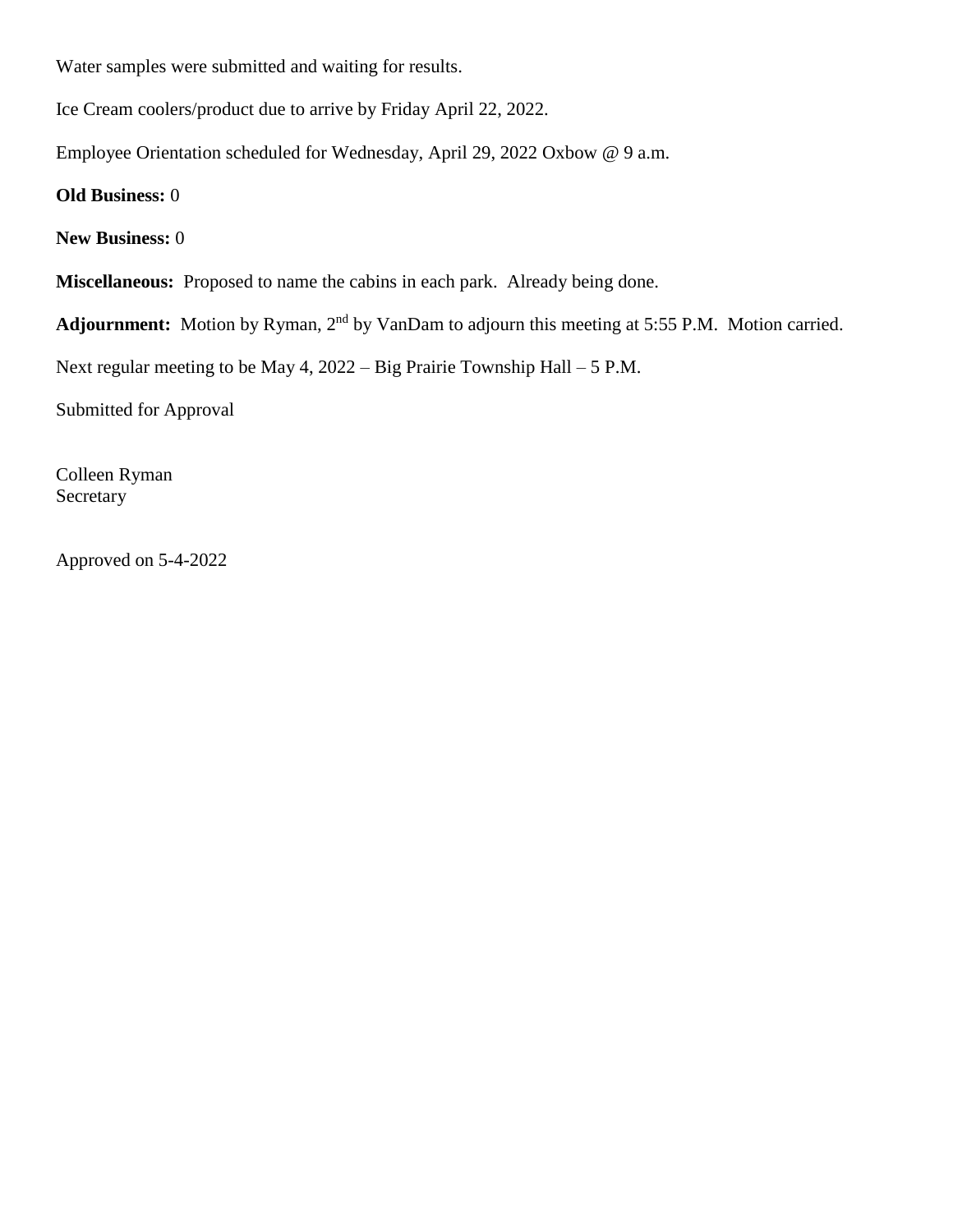Water samples were submitted and waiting for results.

Ice Cream coolers/product due to arrive by Friday April 22, 2022.

Employee Orientation scheduled for Wednesday, April 29, 2022 Oxbow @ 9 a.m.

**Old Business:** 0

**New Business:** 0

**Miscellaneous:** Proposed to name the cabins in each park. Already being done.

**Adjournment:** Motion by Ryman, 2nd by VanDam to adjourn this meeting at 5:55 P.M. Motion carried.

Next regular meeting to be May 4, 2022 – Big Prairie Township Hall – 5 P.M.

Submitted for Approval

Colleen Ryman
Secretary

Approved on 5-4-2022